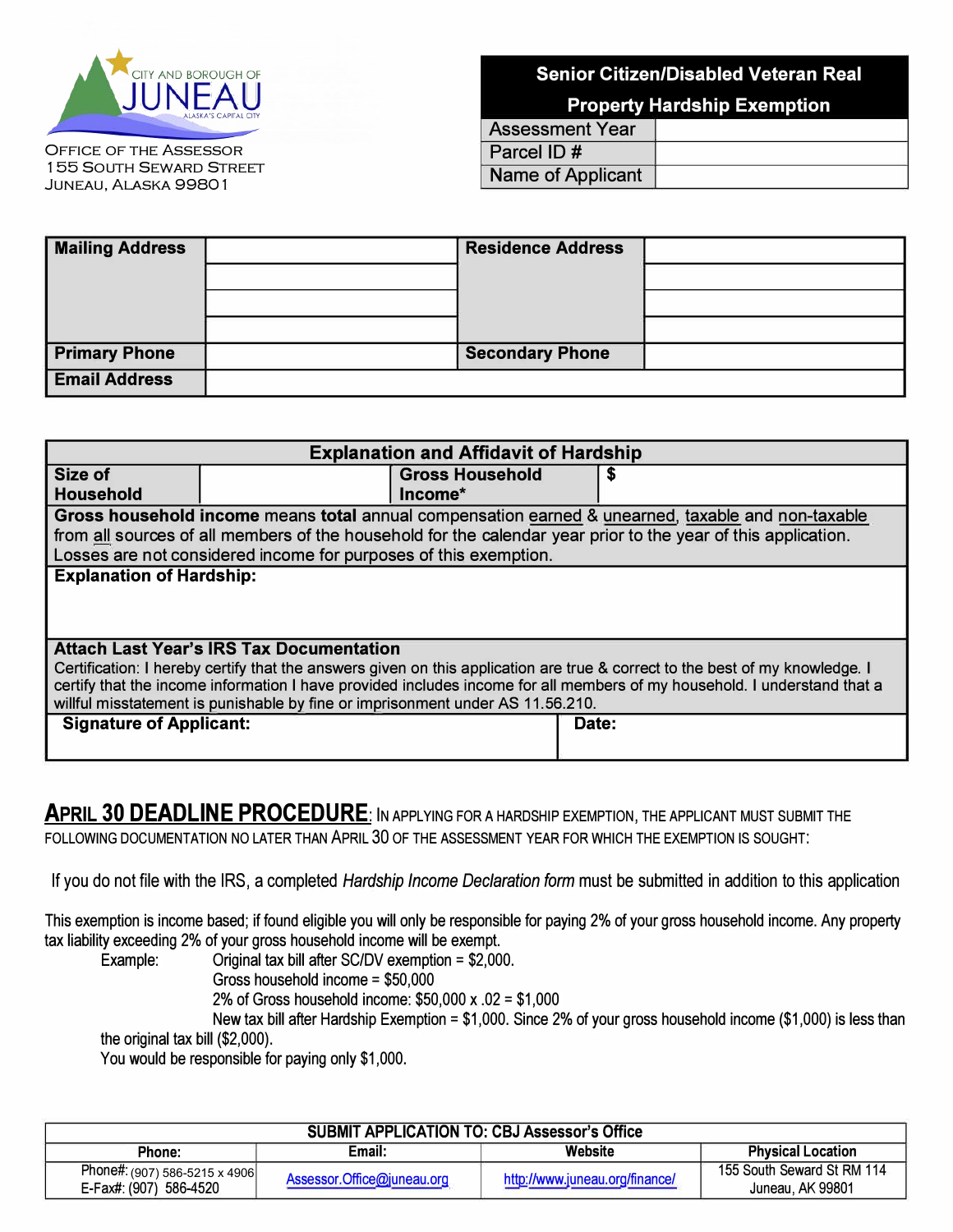CITY AND BOROUGH OF JUNEAU
ALASKA'S CAPITAL CITY

OFFICE OF THE ASSESSOR
155 SOUTH SEWARD STREET
JUNEAU, ALASKA 99801

# Senior Citizen/Disabled Veteran Real Property Hardship Exemption

| Field | Value |
|---|---|
| Assessment Year | |
| Parcel ID # | |
| Name of Applicant | |

| Mailing Address | | Residence Address | |
|---|---|---|---|
| | | | |
| | | | |
| | | | |
| Primary Phone | | Secondary Phone | |
| Email Address | | | |

## Explanation and Affidavit of Hardship

| Size of Household | | Gross Household Income* | $ |
|---|---|---|---|

**Gross household income** means **total** annual compensation earned & unearned, taxable and non-taxable from all sources of all members of the household for the calendar year prior to the year of this application. Losses are not considered income for purposes of this exemption.

**Explanation of Hardship:**

**Attach Last Year's IRS Tax Documentation**

Certification: I hereby certify that the answers given on this application are true & correct to the best of my knowledge. I certify that the income information I have provided includes income for all members of my household. I understand that a willful misstatement is punishable by fine or imprisonment under AS 11.56.210.

| Signature of Applicant: | Date: |
|---|---|
| | |

**APRIL 30 DEADLINE PROCEDURE**: IN APPLYING FOR A HARDSHIP EXEMPTION, THE APPLICANT MUST SUBMIT THE FOLLOWING DOCUMENTATION NO LATER THAN APRIL 30 OF THE ASSESSMENT YEAR FOR WHICH THE EXEMPTION IS SOUGHT:

If you do not file with the IRS, a completed *Hardship Income Declaration form* must be submitted in addition to this application

This exemption is income based; if found eligible you will only be responsible for paying 2% of your gross household income. Any property tax liability exceeding 2% of your gross household income will be exempt.

Example: Original tax bill after SC/DV exemption = $2,000.
Gross household income = $50,000
2% of Gross household income: $50,000 x .02 = $1,000
New tax bill after Hardship Exemption = $1,000. Since 2% of your gross household income ($1,000) is less than the original tax bill ($2,000).
You would be responsible for paying only $1,000.

| SUBMIT APPLICATION TO: CBJ Assessor's Office | | | |
|---|---|---|---|
| **Phone:** | **Email:** | **Website** | **Physical Location** |
| Phone#: (907) 586-5215 x 4906<br>E-Fax#: (907) 586-4520 | Assessor.Office@juneau.org | http://www.juneau.org/finance/ | 155 South Seward St RM 114<br>Juneau, AK 99801 |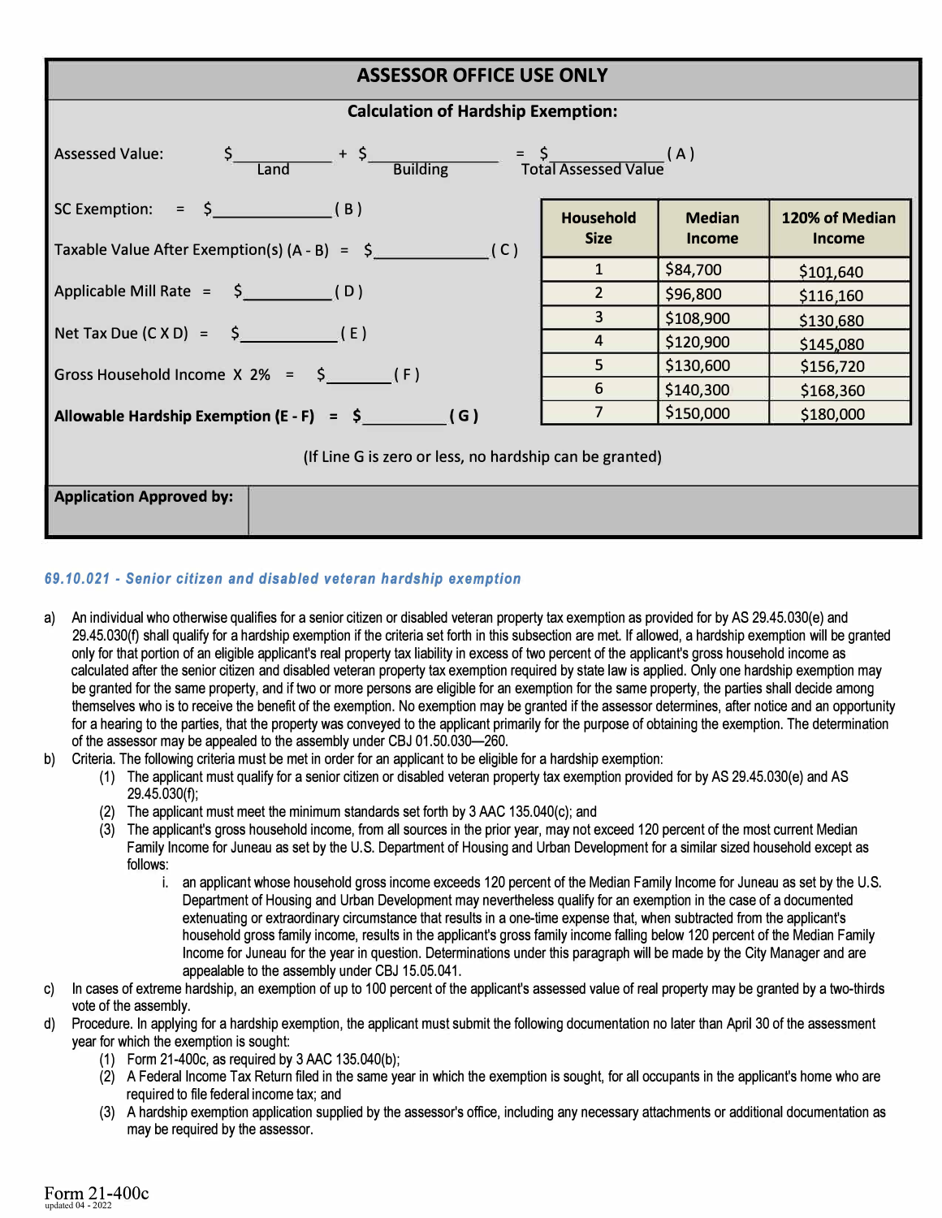## ASSESSOR OFFICE USE ONLY

**Calculation of Hardship Exemption:**

Assessed Value: $\_\_\_\_\_\_\_\_\_\_ (Land) + $\_\_\_\_\_\_\_\_\_\_ (Building) = $\_\_\_\_\_\_\_\_\_\_ (A) Total Assessed Value

SC Exemption: = $\_\_\_\_\_\_\_\_\_\_ ( B )

Taxable Value After Exemption(s) (A - B) = $\_\_\_\_\_\_\_\_\_\_ ( C )

Applicable Mill Rate = $\_\_\_\_\_\_\_\_\_\_ ( D )

Net Tax Due (C X D) = $\_\_\_\_\_\_\_\_\_\_ ( E )

Gross Household Income X 2% = $\_\_\_\_\_\_\_\_\_\_ ( F )

**Allowable Hardship Exemption (E - F) = $\_\_\_\_\_\_\_\_\_\_ ( G )**

| Household Size | Median Income | 120% of Median Income |
|---|---|---|
| 1 | $84,700 | $101,640 |
| 2 | $96,800 | $116,160 |
| 3 | $108,900 | $130,680 |
| 4 | $120,900 | $145,080 |
| 5 | $130,600 | $156,720 |
| 6 | $140,300 | $168,360 |
| 7 | $150,000 | $180,000 |

(If Line G is zero or less, no hardship can be granted)

**Application Approved by:**

### *69.10.021 - Senior citizen and disabled veteran hardship exemption*

a) An individual who otherwise qualifies for a senior citizen or disabled veteran property tax exemption as provided for by AS 29.45.030(e) and 29.45.030(f) shall qualify for a hardship exemption if the criteria set forth in this subsection are met. If allowed, a hardship exemption will be granted only for that portion of an eligible applicant's real property tax liability in excess of two percent of the applicant's gross household income as calculated after the senior citizen and disabled veteran property tax exemption required by state law is applied. Only one hardship exemption may be granted for the same property, and if two or more persons are eligible for an exemption for the same property, the parties shall decide among themselves who is to receive the benefit of the exemption. No exemption may be granted if the assessor determines, after notice and an opportunity for a hearing to the parties, that the property was conveyed to the applicant primarily for the purpose of obtaining the exemption. The determination of the assessor may be appealed to the assembly under CBJ 01.50.030—260.

b) Criteria. The following criteria must be met in order for an applicant to be eligible for a hardship exemption:
   1. (1) The applicant must qualify for a senior citizen or disabled veteran property tax exemption provided for by AS 29.45.030(e) and AS 29.45.030(f);
   2. (2) The applicant must meet the minimum standards set forth by 3 AAC 135.040(c); and
   3. (3) The applicant's gross household income, from all sources in the prior year, may not exceed 120 percent of the most current Median Family Income for Juneau as set by the U.S. Department of Housing and Urban Development for a similar sized household except as follows:
      - i. an applicant whose household gross income exceeds 120 percent of the Median Family Income for Juneau as set by the U.S. Department of Housing and Urban Development may nevertheless qualify for an exemption in the case of a documented extenuating or extraordinary circumstance that results in a one-time expense that, when subtracted from the applicant's household gross family income, results in the applicant's gross family income falling below 120 percent of the Median Family Income for Juneau for the year in question. Determinations under this paragraph will be made by the City Manager and are appealable to the assembly under CBJ 15.05.041.

c) In cases of extreme hardship, an exemption of up to 100 percent of the applicant's assessed value of real property may be granted by a two-thirds vote of the assembly.

d) Procedure. In applying for a hardship exemption, the applicant must submit the following documentation no later than April 30 of the assessment year for which the exemption is sought:
   1. (1) Form 21-400c, as required by 3 AAC 135.040(b);
   2. (2) A Federal Income Tax Return filed in the same year in which the exemption is sought, for all occupants in the applicant's home who are required to file federal income tax; and
   3. (3) A hardship exemption application supplied by the assessor's office, including any necessary attachments or additional documentation as may be required by the assessor.

Form 21-400c
updated 04 - 2022